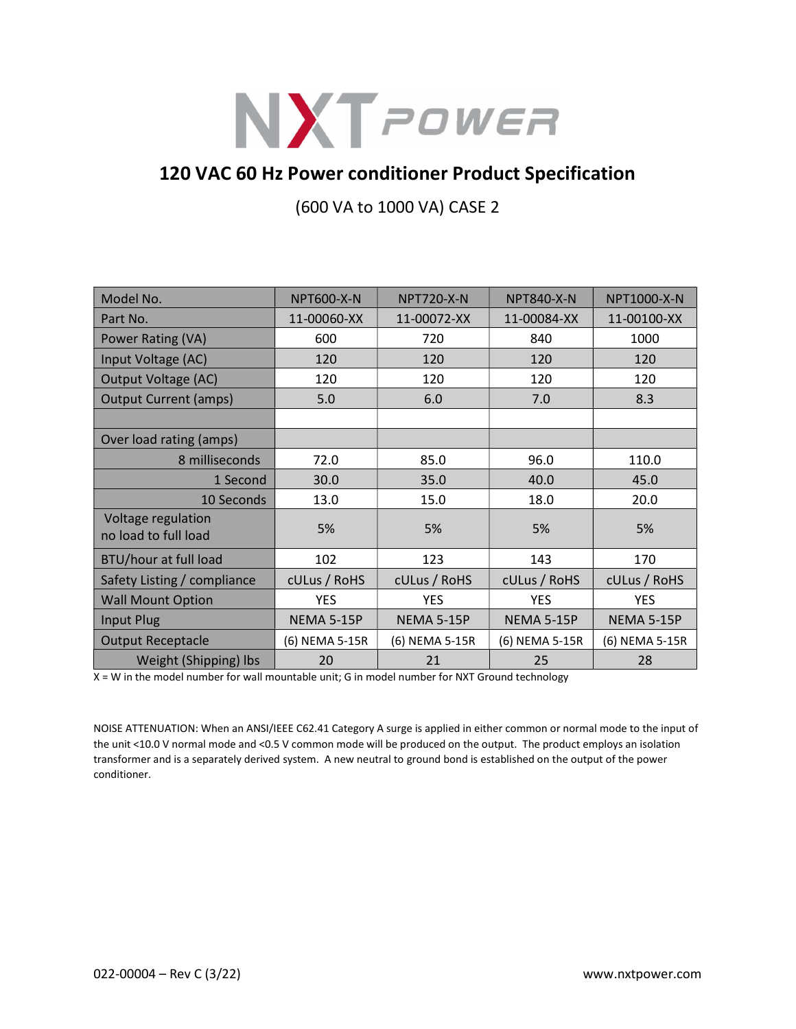# NXT POWER

## 120 VAC 60 Hz Power conditioner Product Specification

(600 VA to 1000 VA) CASE 2

| Model No. | NPT600-X-N | NPT720-X-N | NPT840-X-N | NPT1000-X-N |
|---|---|---|---|---|
| Part No. | 11-00060-XX | 11-00072-XX | 11-00084-XX | 11-00100-XX |
| Power Rating (VA) | 600 | 720 | 840 | 1000 |
| Input Voltage (AC) | 120 | 120 | 120 | 120 |
| Output Voltage (AC) | 120 | 120 | 120 | 120 |
| Output Current (amps) | 5.0 | 6.0 | 7.0 | 8.3 |
| | | | | |
| Over load rating (amps) | | | | |
| 8 milliseconds | 72.0 | 85.0 | 96.0 | 110.0 |
| 1 Second | 30.0 | 35.0 | 40.0 | 45.0 |
| 10 Seconds | 13.0 | 15.0 | 18.0 | 20.0 |
| Voltage regulation no load to full load | 5% | 5% | 5% | 5% |
| BTU/hour at full load | 102 | 123 | 143 | 170 |
| Safety Listing / compliance | cULus / RoHS | cULus / RoHS | cULus / RoHS | cULus / RoHS |
| Wall Mount Option | YES | YES | YES | YES |
| Input Plug | NEMA 5-15P | NEMA 5-15P | NEMA 5-15P | NEMA 5-15P |
| Output Receptacle | (6) NEMA 5-15R | (6) NEMA 5-15R | (6) NEMA 5-15R | (6) NEMA 5-15R |
| Weight (Shipping) lbs | 20 | 21 | 25 | 28 |

X = W in the model number for wall mountable unit; G in model number for NXT Ground technology

NOISE ATTENUATION: When an ANSI/IEEE C62.41 Category A surge is applied in either common or normal mode to the input of the unit <10.0 V normal mode and <0.5 V common mode will be produced on the output. The product employs an isolation transformer and is a separately derived system. A new neutral to ground bond is established on the output of the power conditioner.

022-00004 – Rev C (3/22)

www.nxtpower.com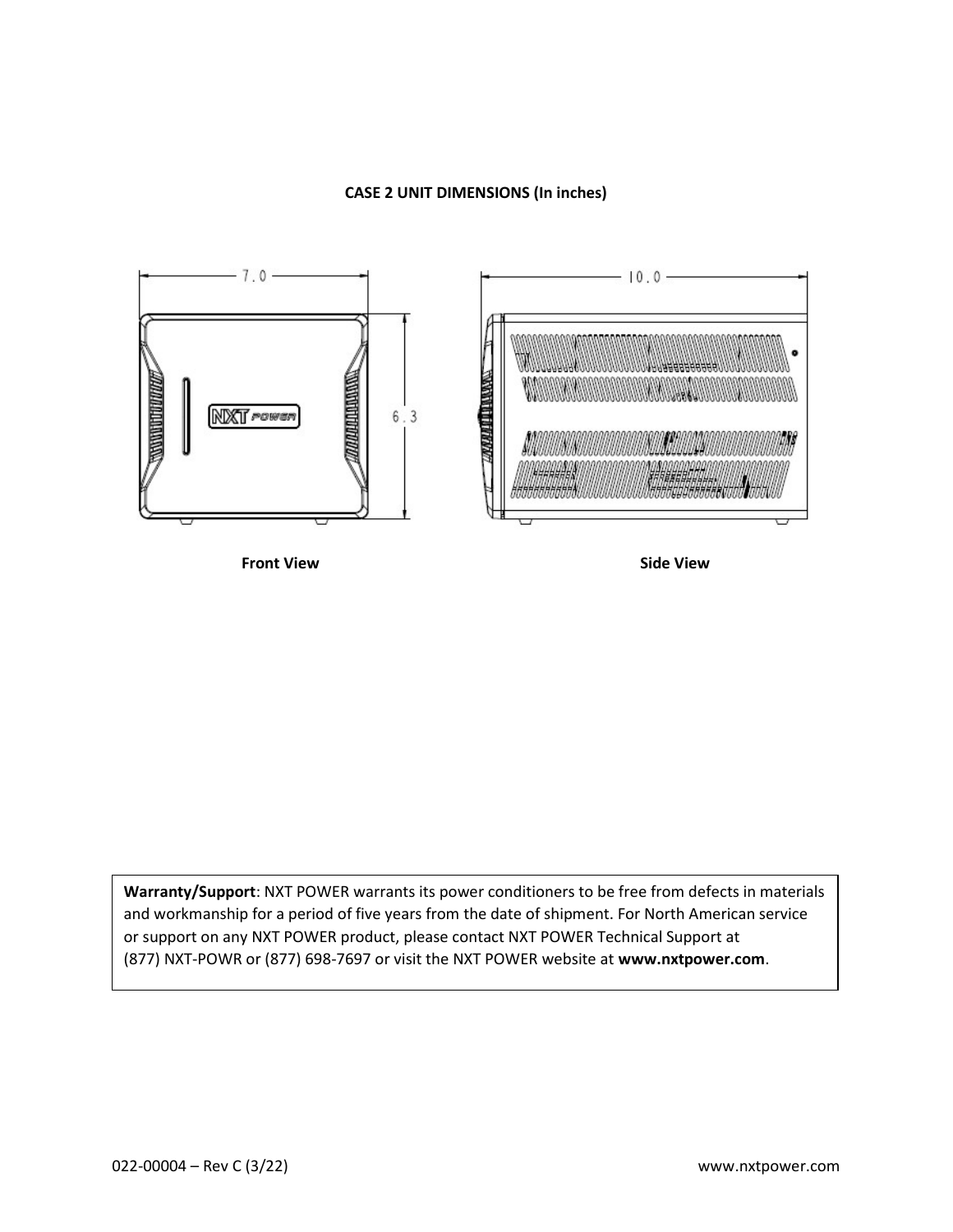**CASE 2 UNIT DIMENSIONS (In inches)**

7.0

6.3

10.0

**Front View**

**Side View**

**Warranty/Support**: NXT POWER warrants its power conditioners to be free from defects in materials and workmanship for a period of five years from the date of shipment. For North American service or support on any NXT POWER product, please contact NXT POWER Technical Support at (877) NXT-POWR or (877) 698-7697 or visit the NXT POWER website at **www.nxtpower.com**.